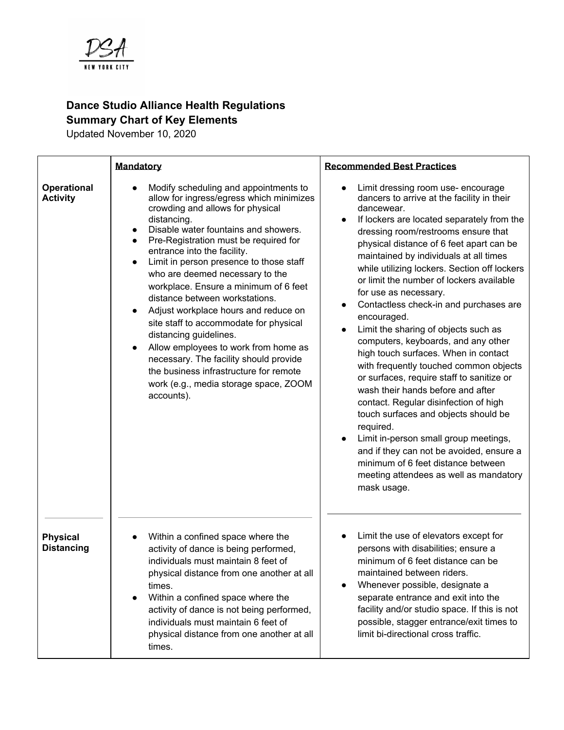DSA
NEW YORK CITY

# Dance Studio Alliance Health Regulations
## Summary Chart of Key Elements

Updated November 10, 2020

| | **Mandatory** | **Recommended Best Practices** |
|---|---|---|
| **Operational Activity** | • Modify scheduling and appointments to allow for ingress/egress which minimizes crowding and allows for physical distancing.<br>• Disable water fountains and showers.<br>• Pre-Registration must be required for entrance into the facility.<br>• Limit in person presence to those staff who are deemed necessary to the workplace. Ensure a minimum of 6 feet distance between workstations.<br>• Adjust workplace hours and reduce on site staff to accommodate for physical distancing guidelines.<br>• Allow employees to work from home as necessary. The facility should provide the business infrastructure for remote work (e.g., media storage space, ZOOM accounts). | • Limit dressing room use- encourage dancers to arrive at the facility in their dancewear.<br>• If lockers are located separately from the dressing room/restrooms ensure that physical distance of 6 feet apart can be maintained by individuals at all times while utilizing lockers. Section off lockers or limit the number of lockers available for use as necessary.<br>• Contactless check-in and purchases are encouraged.<br>• Limit the sharing of objects such as computers, keyboards, and any other high touch surfaces. When in contact with frequently touched common objects or surfaces, require staff to sanitize or wash their hands before and after contact. Regular disinfection of high touch surfaces and objects should be required.<br>• Limit in-person small group meetings, and if they can not be avoided, ensure a minimum of 6 feet distance between meeting attendees as well as mandatory mask usage. |
| **Physical Distancing** | • Within a confined space where the activity of dance is being performed, individuals must maintain 8 feet of physical distance from one another at all times.<br>• Within a confined space where the activity of dance is not being performed, individuals must maintain 6 feet of physical distance from one another at all times. | • Limit the use of elevators except for persons with disabilities; ensure a minimum of 6 feet distance can be maintained between riders.<br>• Whenever possible, designate a separate entrance and exit into the facility and/or studio space. If this is not possible, stagger entrance/exit times to limit bi-directional cross traffic. |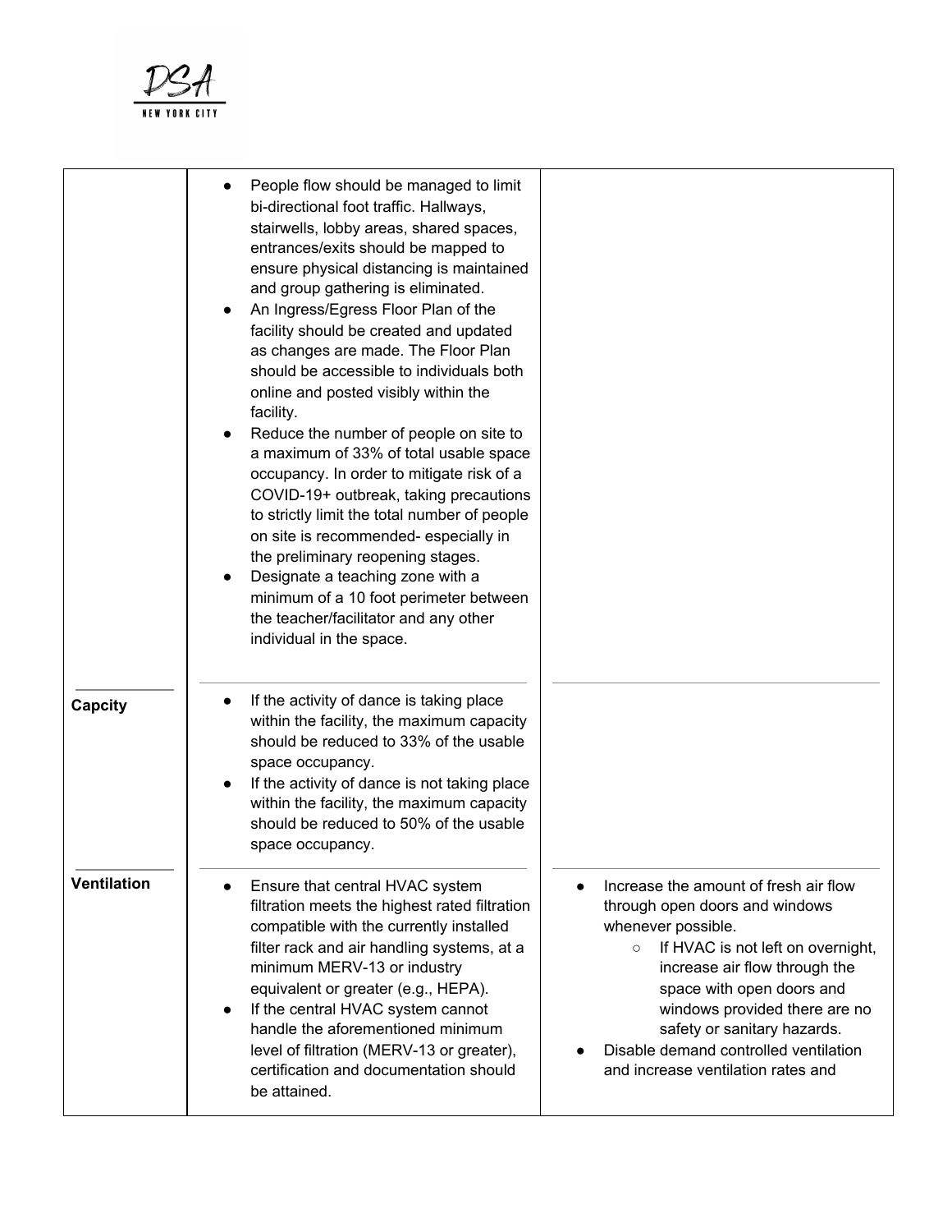| | | |
|---|---|---|
| | • People flow should be managed to limit bi-directional foot traffic. Hallways, stairwells, lobby areas, shared spaces, entrances/exits should be mapped to ensure physical distancing is maintained and group gathering is eliminated.<br>• An Ingress/Egress Floor Plan of the facility should be created and updated as changes are made. The Floor Plan should be accessible to individuals both online and posted visibly within the facility.<br>• Reduce the number of people on site to a maximum of 33% of total usable space occupancy. In order to mitigate risk of a COVID-19+ outbreak, taking precautions to strictly limit the total number of people on site is recommended- especially in the preliminary reopening stages.<br>• Designate a teaching zone with a minimum of a 10 foot perimeter between the teacher/facilitator and any other individual in the space. | |
| **Capcity** | • If the activity of dance is taking place within the facility, the maximum capacity should be reduced to 33% of the usable space occupancy.<br>• If the activity of dance is not taking place within the facility, the maximum capacity should be reduced to 50% of the usable space occupancy. | |
| **Ventilation** | • Ensure that central HVAC system filtration meets the highest rated filtration compatible with the currently installed filter rack and air handling systems, at a minimum MERV-13 or industry equivalent or greater (e.g., HEPA).<br>• If the central HVAC system cannot handle the aforementioned minimum level of filtration (MERV-13 or greater), certification and documentation should be attained. | • Increase the amount of fresh air flow through open doors and windows whenever possible.<br>&nbsp;&nbsp;&nbsp;&nbsp;○ If HVAC is not left on overnight, increase air flow through the space with open doors and windows provided there are no safety or sanitary hazards.<br>• Disable demand controlled ventilation and increase ventilation rates and |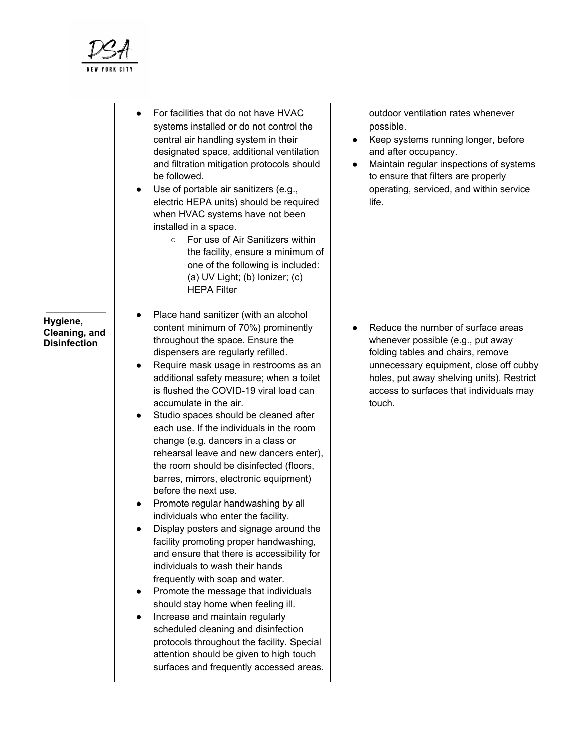| | | |
|---|---|---|
| | • For facilities that do not have HVAC systems installed or do not control the central air handling system in their designated space, additional ventilation and filtration mitigation protocols should be followed.<br>• Use of portable air sanitizers (e.g., electric HEPA units) should be required when HVAC systems have not been installed in a space.<br>&nbsp;&nbsp;&nbsp;&nbsp;○ For use of Air Sanitizers within the facility, ensure a minimum of one of the following is included: (a) UV Light; (b) Ionizer; (c) HEPA Filter | outdoor ventilation rates whenever possible.<br>• Keep systems running longer, before and after occupancy.<br>• Maintain regular inspections of systems to ensure that filters are properly operating, serviced, and within service life. |
| **Hygiene, Cleaning, and Disinfection** | • Place hand sanitizer (with an alcohol content minimum of 70%) prominently throughout the space. Ensure the dispensers are regularly refilled.<br>• Require mask usage in restrooms as an additional safety measure; when a toilet is flushed the COVID-19 viral load can accumulate in the air.<br>• Studio spaces should be cleaned after each use. If the individuals in the room change (e.g. dancers in a class or rehearsal leave and new dancers enter), the room should be disinfected (floors, barres, mirrors, electronic equipment) before the next use.<br>• Promote regular handwashing by all individuals who enter the facility.<br>• Display posters and signage around the facility promoting proper handwashing, and ensure that there is accessibility for individuals to wash their hands frequently with soap and water.<br>• Promote the message that individuals should stay home when feeling ill.<br>• Increase and maintain regularly scheduled cleaning and disinfection protocols throughout the facility. Special attention should be given to high touch surfaces and frequently accessed areas. | • Reduce the number of surface areas whenever possible (e.g., put away folding tables and chairs, remove unnecessary equipment, close off cubby holes, put away shelving units). Restrict access to surfaces that individuals may touch. |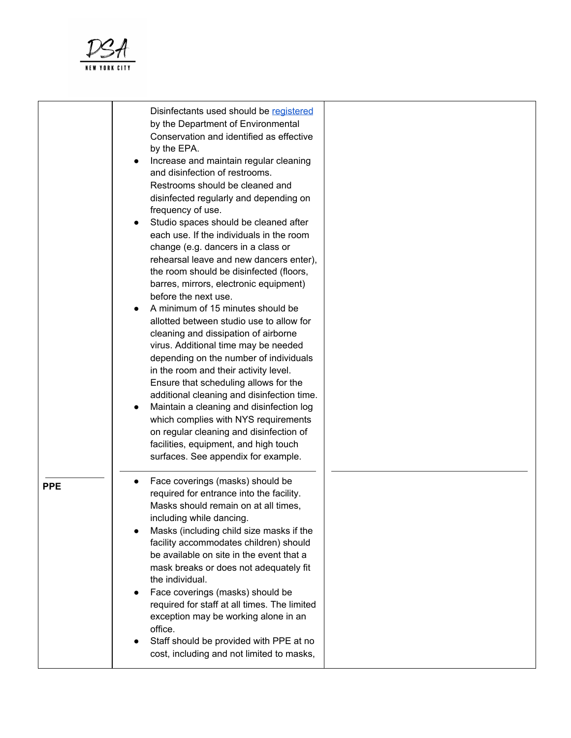| | | |
|---|---|---|
| | Disinfectants used should be [registered](#) by the Department of Environmental Conservation and identified as effective by the EPA.<br>• Increase and maintain regular cleaning and disinfection of restrooms. Restrooms should be cleaned and disinfected regularly and depending on frequency of use.<br>• Studio spaces should be cleaned after each use. If the individuals in the room change (e.g. dancers in a class or rehearsal leave and new dancers enter), the room should be disinfected (floors, barres, mirrors, electronic equipment) before the next use.<br>• A minimum of 15 minutes should be allotted between studio use to allow for cleaning and dissipation of airborne virus. Additional time may be needed depending on the number of individuals in the room and their activity level. Ensure that scheduling allows for the additional cleaning and disinfection time.<br>• Maintain a cleaning and disinfection log which complies with NYS requirements on regular cleaning and disinfection of facilities, equipment, and high touch surfaces. See appendix for example. | |
| **PPE** | • Face coverings (masks) should be required for entrance into the facility. Masks should remain on at all times, including while dancing.<br>• Masks (including child size masks if the facility accommodates children) should be available on site in the event that a mask breaks or does not adequately fit the individual.<br>• Face coverings (masks) should be required for staff at all times. The limited exception may be working alone in an office.<br>• Staff should be provided with PPE at no cost, including and not limited to masks, | |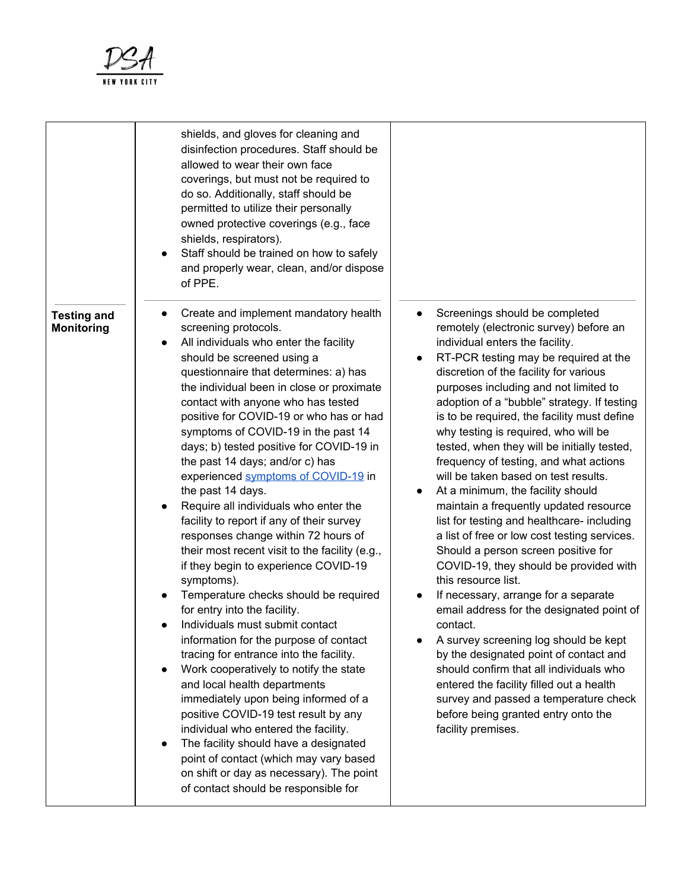| | | |
|---|---|---|
| | shields, and gloves for cleaning and disinfection procedures. Staff should be allowed to wear their own face coverings, but must not be required to do so. Additionally, staff should be permitted to utilize their personally owned protective coverings (e.g., face shields, respirators).<br>• Staff should be trained on how to safely and properly wear, clean, and/or dispose of PPE. | |
| **Testing and Monitoring** | • Create and implement mandatory health screening protocols.<br>• All individuals who enter the facility should be screened using a questionnaire that determines: a) has the individual been in close or proximate contact with anyone who has tested positive for COVID-19 or who has or had symptoms of COVID-19 in the past 14 days; b) tested positive for COVID-19 in the past 14 days; and/or c) has experienced [symptoms of COVID-19]() in the past 14 days.<br>• Require all individuals who enter the facility to report if any of their survey responses change within 72 hours of their most recent visit to the facility (e.g., if they begin to experience COVID-19 symptoms).<br>• Temperature checks should be required for entry into the facility.<br>• Individuals must submit contact information for the purpose of contact tracing for entrance into the facility.<br>• Work cooperatively to notify the state and local health departments immediately upon being informed of a positive COVID-19 test result by any individual who entered the facility.<br>• The facility should have a designated point of contact (which may vary based on shift or day as necessary). The point of contact should be responsible for | • Screenings should be completed remotely (electronic survey) before an individual enters the facility.<br>• RT-PCR testing may be required at the discretion of the facility for various purposes including and not limited to adoption of a "bubble" strategy. If testing is to be required, the facility must define why testing is required, who will be tested, when they will be initially tested, frequency of testing, and what actions will be taken based on test results.<br>• At a minimum, the facility should maintain a frequently updated resource list for testing and healthcare- including a list of free or low cost testing services. Should a person screen positive for COVID-19, they should be provided with this resource list.<br>• If necessary, arrange for a separate email address for the designated point of contact.<br>• A survey screening log should be kept by the designated point of contact and should confirm that all individuals who entered the facility filled out a health survey and passed a temperature check before being granted entry onto the facility premises. |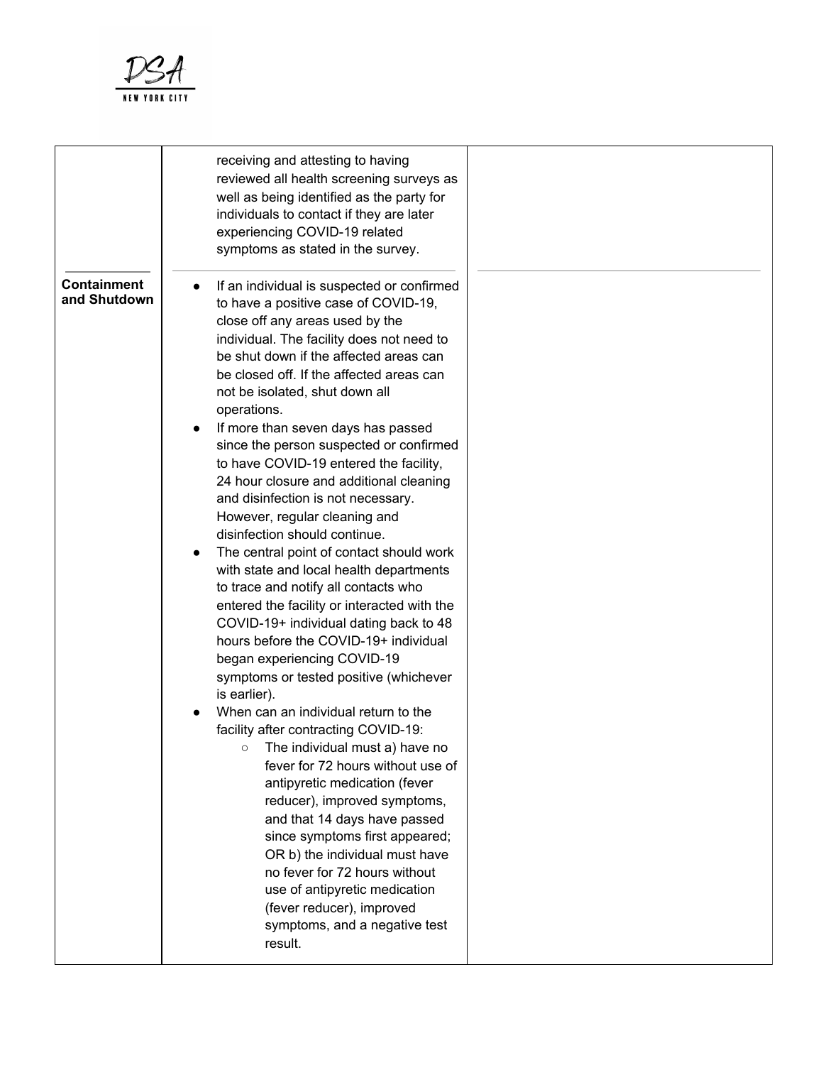| | | |
|---|---|---|
| | receiving and attesting to having reviewed all health screening surveys as well as being identified as the party for individuals to contact if they are later experiencing COVID-19 related symptoms as stated in the survey. | |
| **Containment and Shutdown** | • If an individual is suspected or confirmed to have a positive case of COVID-19, close off any areas used by the individual. The facility does not need to be shut down if the affected areas can be closed off. If the affected areas can not be isolated, shut down all operations.<br>• If more than seven days has passed since the person suspected or confirmed to have COVID-19 entered the facility, 24 hour closure and additional cleaning and disinfection is not necessary. However, regular cleaning and disinfection should continue.<br>• The central point of contact should work with state and local health departments to trace and notify all contacts who entered the facility or interacted with the COVID-19+ individual dating back to 48 hours before the COVID-19+ individual began experiencing COVID-19 symptoms or tested positive (whichever is earlier).<br>• When can an individual return to the facility after contracting COVID-19:<br>  ○ The individual must a) have no fever for 72 hours without use of antipyretic medication (fever reducer), improved symptoms, and that 14 days have passed since symptoms first appeared; OR b) the individual must have no fever for 72 hours without use of antipyretic medication (fever reducer), improved symptoms, and a negative test result. | |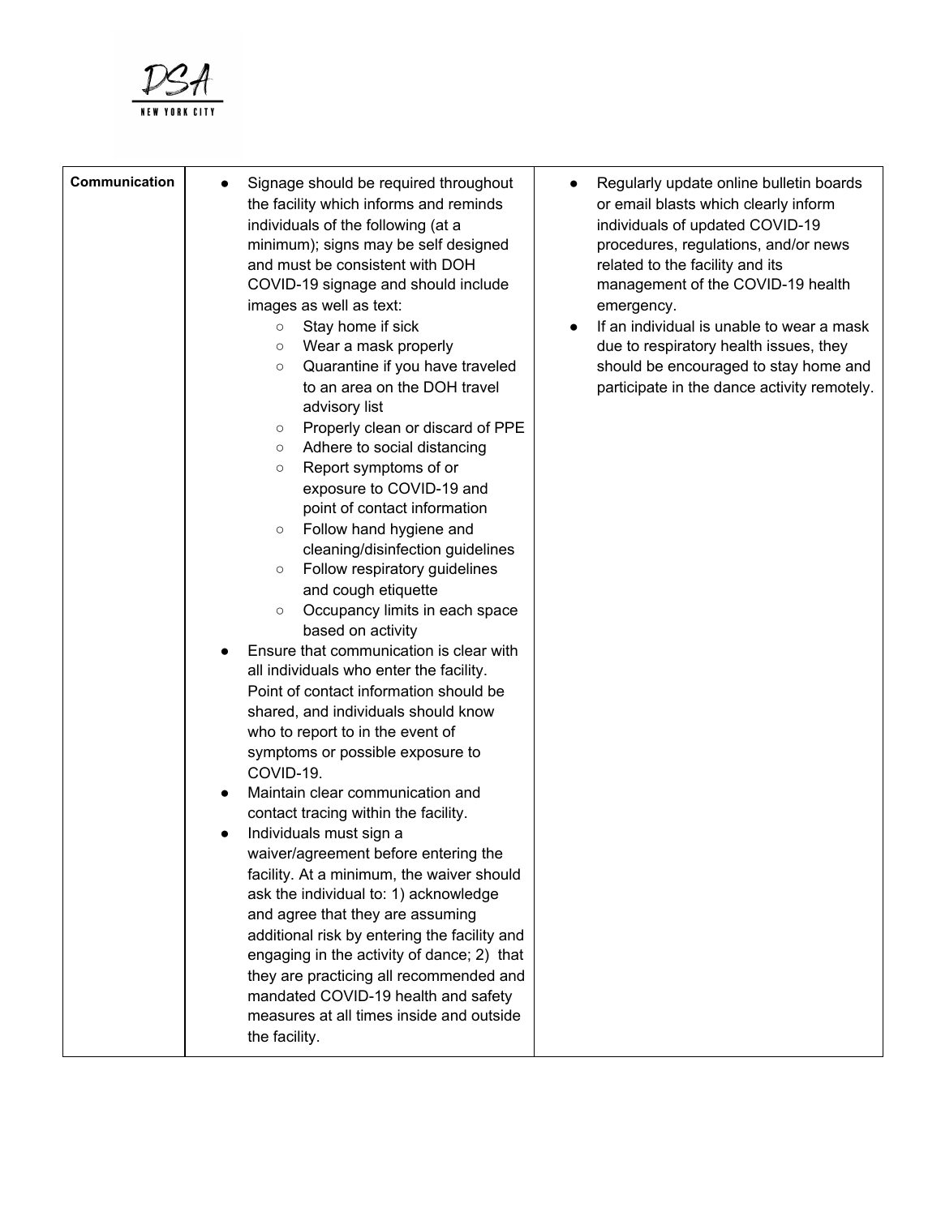| | | |
|---|---|---|
| **Communication** | ● Signage should be required throughout the facility which informs and reminds individuals of the following (at a minimum); signs may be self designed and must be consistent with DOH COVID-19 signage and should include images as well as text:<br>○ Stay home if sick<br>○ Wear a mask properly<br>○ Quarantine if you have traveled to an area on the DOH travel advisory list<br>○ Properly clean or discard of PPE<br>○ Adhere to social distancing<br>○ Report symptoms of or exposure to COVID-19 and point of contact information<br>○ Follow hand hygiene and cleaning/disinfection guidelines<br>○ Follow respiratory guidelines and cough etiquette<br>○ Occupancy limits in each space based on activity<br>● Ensure that communication is clear with all individuals who enter the facility. Point of contact information should be shared, and individuals should know who to report to in the event of symptoms or possible exposure to COVID-19.<br>● Maintain clear communication and contact tracing within the facility.<br>● Individuals must sign a waiver/agreement before entering the facility. At a minimum, the waiver should ask the individual to: 1) acknowledge and agree that they are assuming additional risk by entering the facility and engaging in the activity of dance; 2) that they are practicing all recommended and mandated COVID-19 health and safety measures at all times inside and outside the facility. | ● Regularly update online bulletin boards or email blasts which clearly inform individuals of updated COVID-19 procedures, regulations, and/or news related to the facility and its management of the COVID-19 health emergency.<br>● If an individual is unable to wear a mask due to respiratory health issues, they should be encouraged to stay home and participate in the dance activity remotely. |